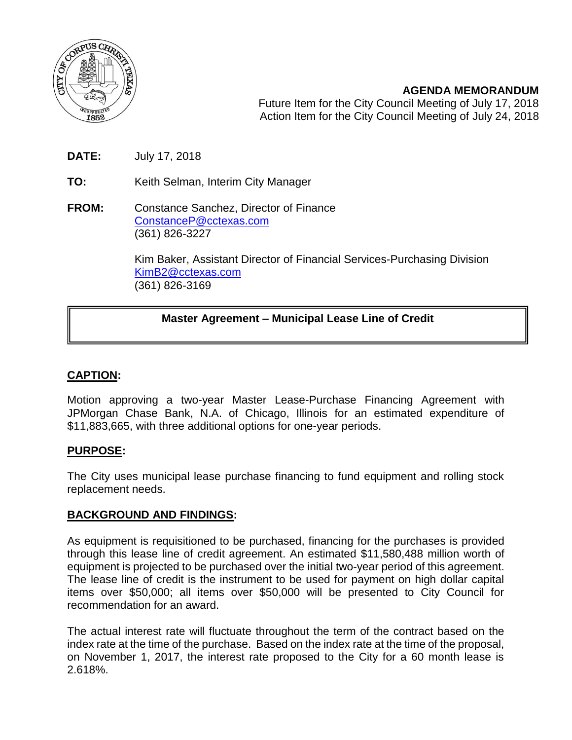**AGENDA MEMORANDUM**
Future Item for the City Council Meeting of July 17, 2018
Action Item for the City Council Meeting of July 24, 2018

**DATE:** July 17, 2018

**TO:** Keith Selman, Interim City Manager

**FROM:** Constance Sanchez, Director of Finance
ConstanceP@cctexas.com
(361) 826-3227

Kim Baker, Assistant Director of Financial Services-Purchasing Division
KimB2@cctexas.com
(361) 826-3169

**Master Agreement – Municipal Lease Line of Credit**

## CAPTION:

Motion approving a two-year Master Lease-Purchase Financing Agreement with JPMorgan Chase Bank, N.A. of Chicago, Illinois for an estimated expenditure of $11,883,665, with three additional options for one-year periods.

## PURPOSE:

The City uses municipal lease purchase financing to fund equipment and rolling stock replacement needs.

## BACKGROUND AND FINDINGS:

As equipment is requisitioned to be purchased, financing for the purchases is provided through this lease line of credit agreement. An estimated $11,580,488 million worth of equipment is projected to be purchased over the initial two-year period of this agreement. The lease line of credit is the instrument to be used for payment on high dollar capital items over $50,000; all items over $50,000 will be presented to City Council for recommendation for an award.

The actual interest rate will fluctuate throughout the term of the contract based on the index rate at the time of the purchase. Based on the index rate at the time of the proposal, on November 1, 2017, the interest rate proposed to the City for a 60 month lease is 2.618%.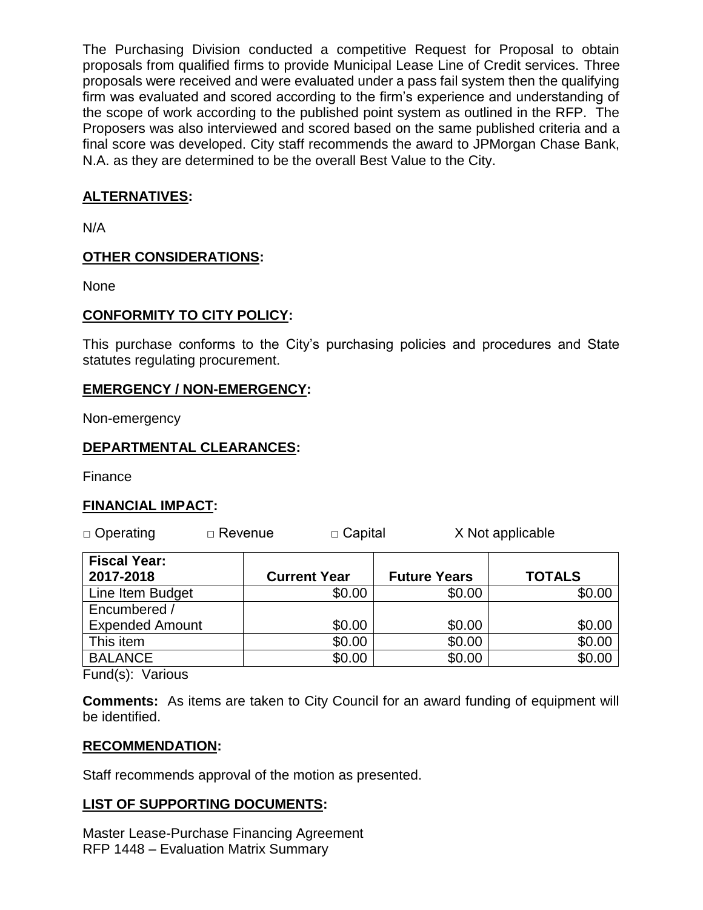The Purchasing Division conducted a competitive Request for Proposal to obtain proposals from qualified firms to provide Municipal Lease Line of Credit services. Three proposals were received and were evaluated under a pass fail system then the qualifying firm was evaluated and scored according to the firm's experience and understanding of the scope of work according to the published point system as outlined in the RFP. The Proposers was also interviewed and scored based on the same published criteria and a final score was developed. City staff recommends the award to JPMorgan Chase Bank, N.A. as they are determined to be the overall Best Value to the City.

## ALTERNATIVES:

N/A

## OTHER CONSIDERATIONS:

None

## CONFORMITY TO CITY POLICY:

This purchase conforms to the City's purchasing policies and procedures and State statutes regulating procurement.

## EMERGENCY / NON-EMERGENCY:

Non-emergency

## DEPARTMENTAL CLEARANCES:

Finance

## FINANCIAL IMPACT:

□ Operating □ Revenue □ Capital X Not applicable

| Fiscal Year: 2017-2018 | Current Year | Future Years | TOTALS |
|---|---|---|---|
| Line Item Budget | $0.00 | $0.00 | $0.00 |
| Encumbered / Expended Amount | $0.00 | $0.00 | $0.00 |
| This item | $0.00 | $0.00 | $0.00 |
| BALANCE | $0.00 | $0.00 | $0.00 |

Fund(s): Various

**Comments:** As items are taken to City Council for an award funding of equipment will be identified.

## RECOMMENDATION:

Staff recommends approval of the motion as presented.

## LIST OF SUPPORTING DOCUMENTS:

Master Lease-Purchase Financing Agreement
RFP 1448 – Evaluation Matrix Summary